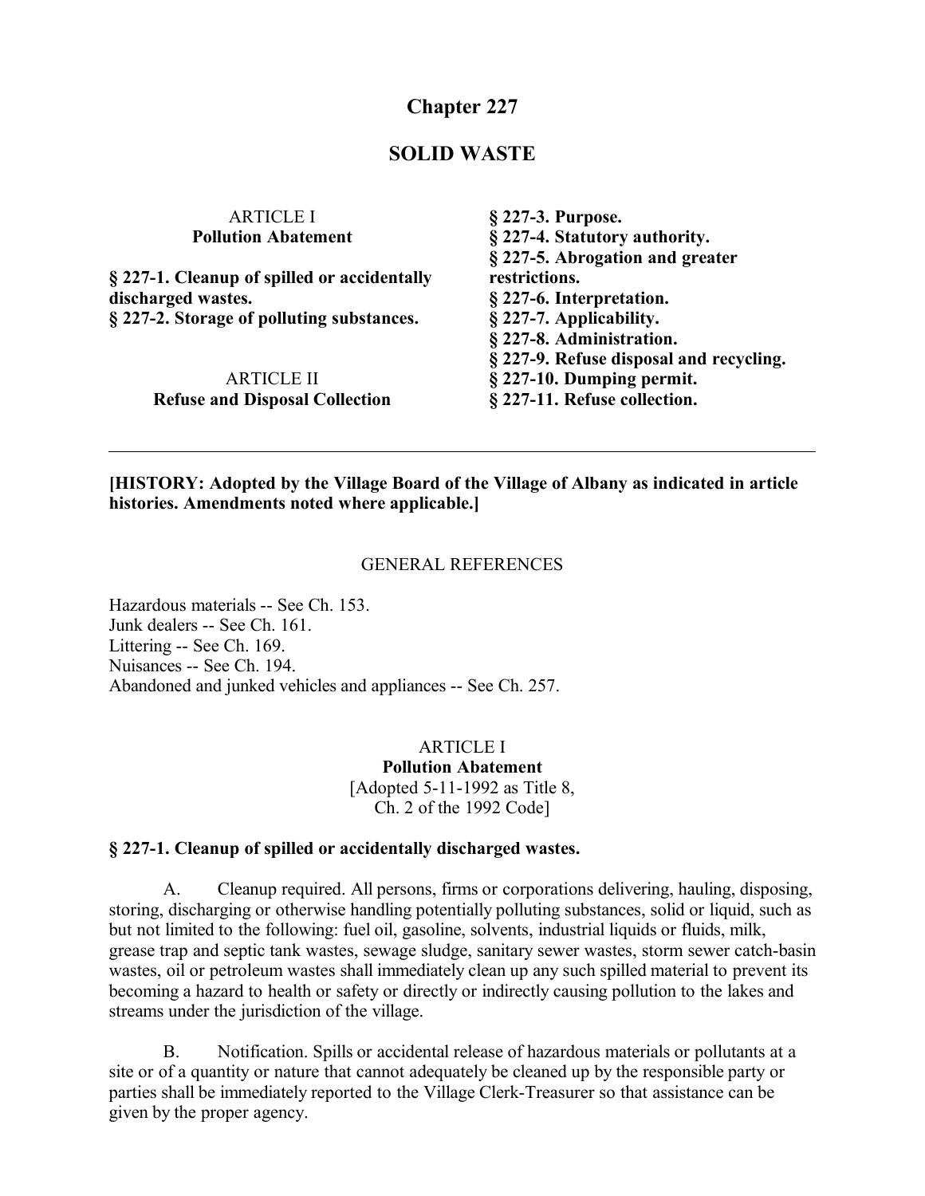# Chapter 227

# SOLID WASTE

ARTICLE I
**Pollution Abatement**

**§ 227-1. Cleanup of spilled or accidentally discharged wastes.**
**§ 227-2. Storage of polluting substances.**

ARTICLE II
**Refuse and Disposal Collection**

**§ 227-3. Purpose.**
**§ 227-4. Statutory authority.**
**§ 227-5. Abrogation and greater restrictions.**
**§ 227-6. Interpretation.**
**§ 227-7. Applicability.**
**§ 227-8. Administration.**
**§ 227-9. Refuse disposal and recycling.**
**§ 227-10. Dumping permit.**
**§ 227-11. Refuse collection.**

---

**[HISTORY: Adopted by the Village Board of the Village of Albany as indicated in article histories. Amendments noted where applicable.]**

GENERAL REFERENCES

Hazardous materials -- See Ch. 153.
Junk dealers -- See Ch. 161.
Littering -- See Ch. 169.
Nuisances -- See Ch. 194.
Abandoned and junked vehicles and appliances -- See Ch. 257.

## ARTICLE I
## Pollution Abatement
[Adopted 5-11-1992 as Title 8, Ch. 2 of the 1992 Code]

### § 227-1. Cleanup of spilled or accidentally discharged wastes.

A. Cleanup required. All persons, firms or corporations delivering, hauling, disposing, storing, discharging or otherwise handling potentially polluting substances, solid or liquid, such as but not limited to the following: fuel oil, gasoline, solvents, industrial liquids or fluids, milk, grease trap and septic tank wastes, sewage sludge, sanitary sewer wastes, storm sewer catch-basin wastes, oil or petroleum wastes shall immediately clean up any such spilled material to prevent its becoming a hazard to health or safety or directly or indirectly causing pollution to the lakes and streams under the jurisdiction of the village.

B. Notification. Spills or accidental release of hazardous materials or pollutants at a site or of a quantity or nature that cannot adequately be cleaned up by the responsible party or parties shall be immediately reported to the Village Clerk-Treasurer so that assistance can be given by the proper agency.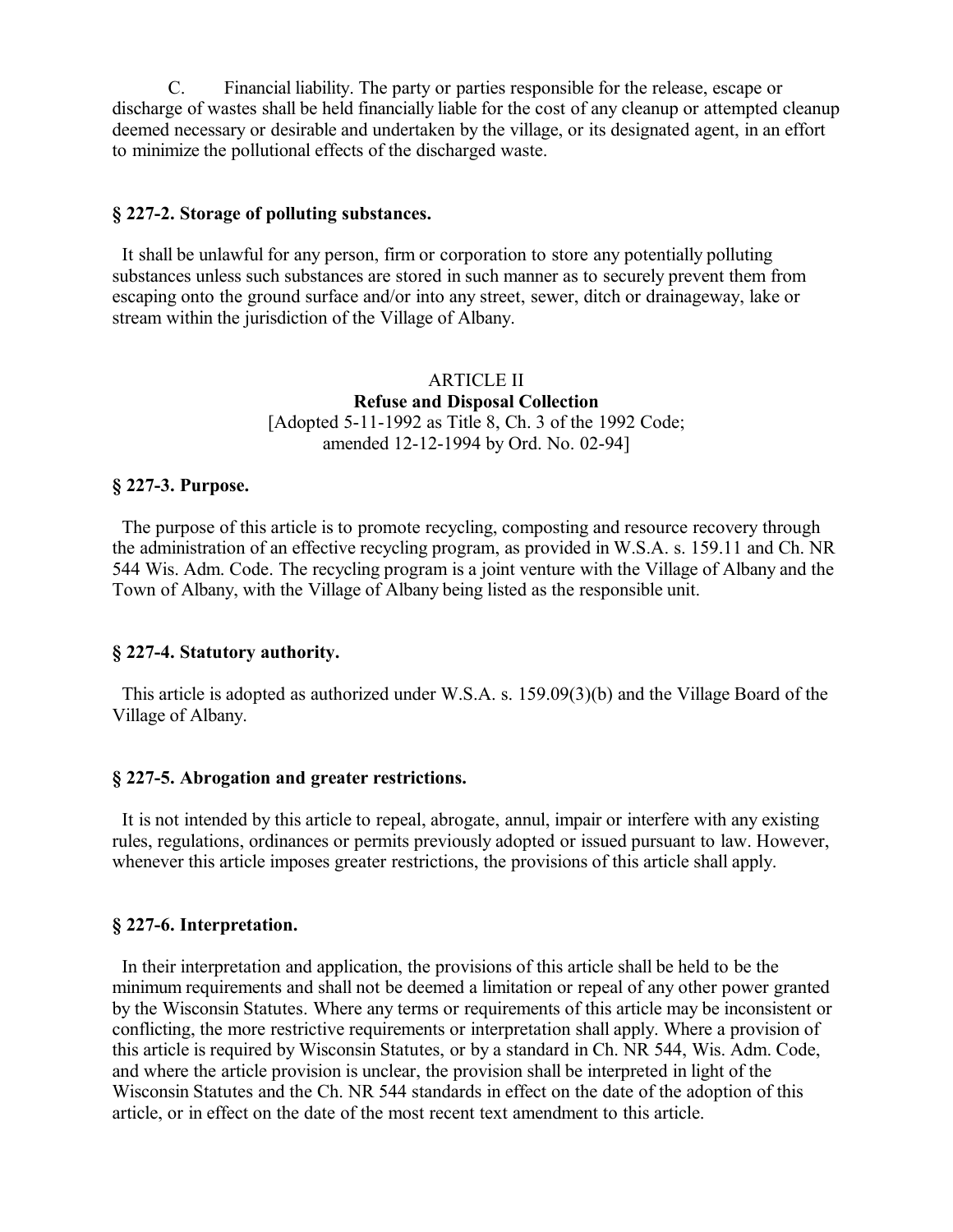C. Financial liability. The party or parties responsible for the release, escape or discharge of wastes shall be held financially liable for the cost of any cleanup or attempted cleanup deemed necessary or desirable and undertaken by the village, or its designated agent, in an effort to minimize the pollutional effects of the discharged waste.

### § 227-2. Storage of polluting substances.

It shall be unlawful for any person, firm or corporation to store any potentially polluting substances unless such substances are stored in such manner as to securely prevent them from escaping onto the ground surface and/or into any street, sewer, ditch or drainageway, lake or stream within the jurisdiction of the Village of Albany.

## ARTICLE II
## Refuse and Disposal Collection

[Adopted 5-11-1992 as Title 8, Ch. 3 of the 1992 Code; amended 12-12-1994 by Ord. No. 02-94]

### § 227-3. Purpose.

The purpose of this article is to promote recycling, composting and resource recovery through the administration of an effective recycling program, as provided in W.S.A. s. 159.11 and Ch. NR 544 Wis. Adm. Code. The recycling program is a joint venture with the Village of Albany and the Town of Albany, with the Village of Albany being listed as the responsible unit.

### § 227-4. Statutory authority.

This article is adopted as authorized under W.S.A. s. 159.09(3)(b) and the Village Board of the Village of Albany.

### § 227-5. Abrogation and greater restrictions.

It is not intended by this article to repeal, abrogate, annul, impair or interfere with any existing rules, regulations, ordinances or permits previously adopted or issued pursuant to law. However, whenever this article imposes greater restrictions, the provisions of this article shall apply.

### § 227-6. Interpretation.

In their interpretation and application, the provisions of this article shall be held to be the minimum requirements and shall not be deemed a limitation or repeal of any other power granted by the Wisconsin Statutes. Where any terms or requirements of this article may be inconsistent or conflicting, the more restrictive requirements or interpretation shall apply. Where a provision of this article is required by Wisconsin Statutes, or by a standard in Ch. NR 544, Wis. Adm. Code, and where the article provision is unclear, the provision shall be interpreted in light of the Wisconsin Statutes and the Ch. NR 544 standards in effect on the date of the adoption of this article, or in effect on the date of the most recent text amendment to this article.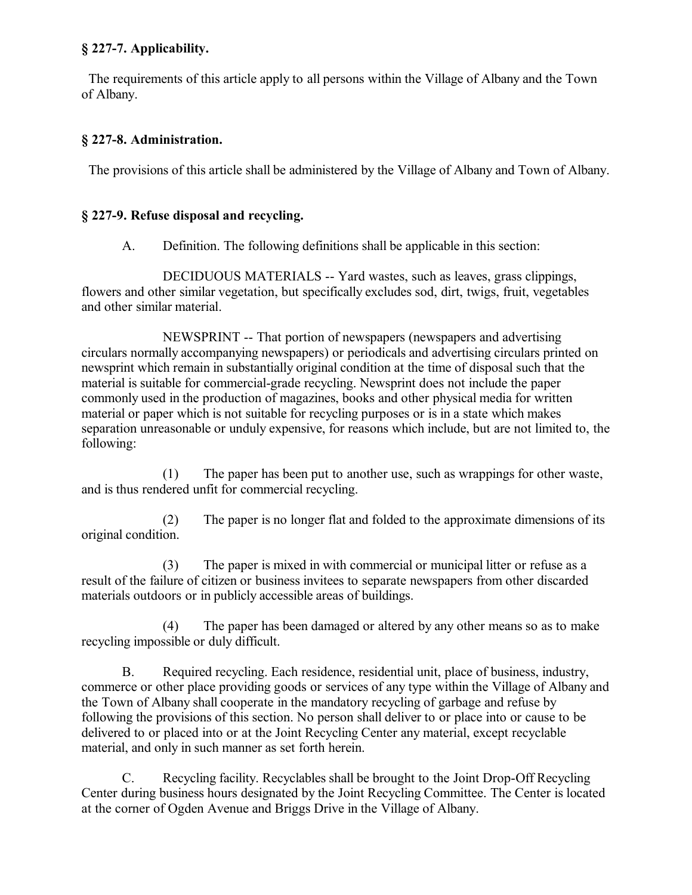### § 227-7. Applicability.

The requirements of this article apply to all persons within the Village of Albany and the Town of Albany.

### § 227-8. Administration.

The provisions of this article shall be administered by the Village of Albany and Town of Albany.

### § 227-9. Refuse disposal and recycling.

A. Definition. The following definitions shall be applicable in this section:

DECIDUOUS MATERIALS -- Yard wastes, such as leaves, grass clippings, flowers and other similar vegetation, but specifically excludes sod, dirt, twigs, fruit, vegetables and other similar material.

NEWSPRINT -- That portion of newspapers (newspapers and advertising circulars normally accompanying newspapers) or periodicals and advertising circulars printed on newsprint which remain in substantially original condition at the time of disposal such that the material is suitable for commercial-grade recycling. Newsprint does not include the paper commonly used in the production of magazines, books and other physical media for written material or paper which is not suitable for recycling purposes or is in a state which makes separation unreasonable or unduly expensive, for reasons which include, but are not limited to, the following:

(1) The paper has been put to another use, such as wrappings for other waste, and is thus rendered unfit for commercial recycling.

(2) The paper is no longer flat and folded to the approximate dimensions of its original condition.

(3) The paper is mixed in with commercial or municipal litter or refuse as a result of the failure of citizen or business invitees to separate newspapers from other discarded materials outdoors or in publicly accessible areas of buildings.

(4) The paper has been damaged or altered by any other means so as to make recycling impossible or duly difficult.

B. Required recycling. Each residence, residential unit, place of business, industry, commerce or other place providing goods or services of any type within the Village of Albany and the Town of Albany shall cooperate in the mandatory recycling of garbage and refuse by following the provisions of this section. No person shall deliver to or place into or cause to be delivered to or placed into or at the Joint Recycling Center any material, except recyclable material, and only in such manner as set forth herein.

C. Recycling facility. Recyclables shall be brought to the Joint Drop-Off Recycling Center during business hours designated by the Joint Recycling Committee. The Center is located at the corner of Ogden Avenue and Briggs Drive in the Village of Albany.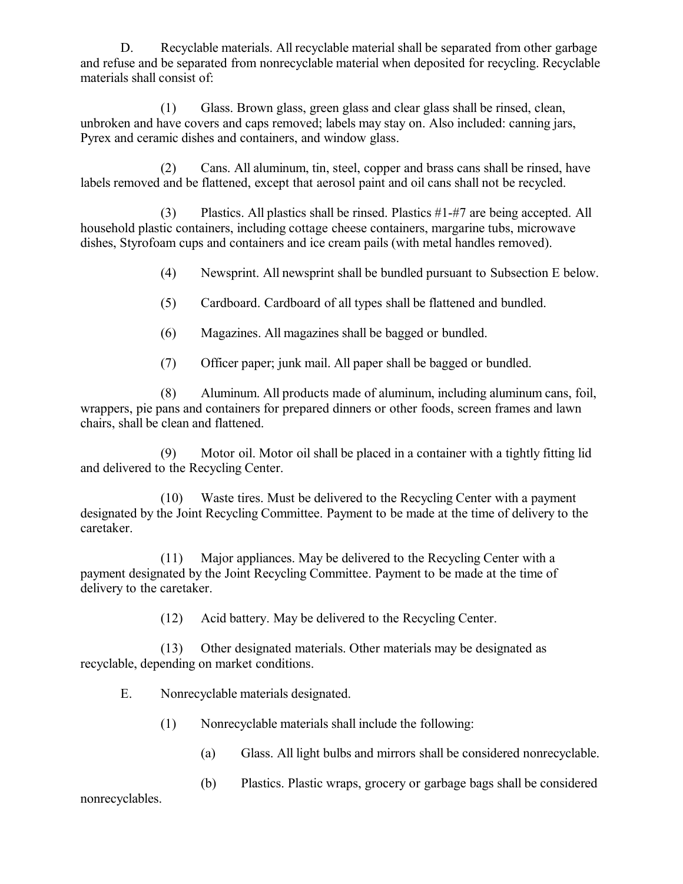D. Recyclable materials. All recyclable material shall be separated from other garbage and refuse and be separated from nonrecyclable material when deposited for recycling. Recyclable materials shall consist of:

(1) Glass. Brown glass, green glass and clear glass shall be rinsed, clean, unbroken and have covers and caps removed; labels may stay on. Also included: canning jars, Pyrex and ceramic dishes and containers, and window glass.

(2) Cans. All aluminum, tin, steel, copper and brass cans shall be rinsed, have labels removed and be flattened, except that aerosol paint and oil cans shall not be recycled.

(3) Plastics. All plastics shall be rinsed. Plastics #1-#7 are being accepted. All household plastic containers, including cottage cheese containers, margarine tubs, microwave dishes, Styrofoam cups and containers and ice cream pails (with metal handles removed).

(4) Newsprint. All newsprint shall be bundled pursuant to Subsection E below.

(5) Cardboard. Cardboard of all types shall be flattened and bundled.

(6) Magazines. All magazines shall be bagged or bundled.

(7) Officer paper; junk mail. All paper shall be bagged or bundled.

(8) Aluminum. All products made of aluminum, including aluminum cans, foil, wrappers, pie pans and containers for prepared dinners or other foods, screen frames and lawn chairs, shall be clean and flattened.

(9) Motor oil. Motor oil shall be placed in a container with a tightly fitting lid and delivered to the Recycling Center.

(10) Waste tires. Must be delivered to the Recycling Center with a payment designated by the Joint Recycling Committee. Payment to be made at the time of delivery to the caretaker.

(11) Major appliances. May be delivered to the Recycling Center with a payment designated by the Joint Recycling Committee. Payment to be made at the time of delivery to the caretaker.

(12) Acid battery. May be delivered to the Recycling Center.

(13) Other designated materials. Other materials may be designated as recyclable, depending on market conditions.

E. Nonrecyclable materials designated.

(1) Nonrecyclable materials shall include the following:

(a) Glass. All light bulbs and mirrors shall be considered nonrecyclable.

(b) Plastics. Plastic wraps, grocery or garbage bags shall be considered nonrecyclables.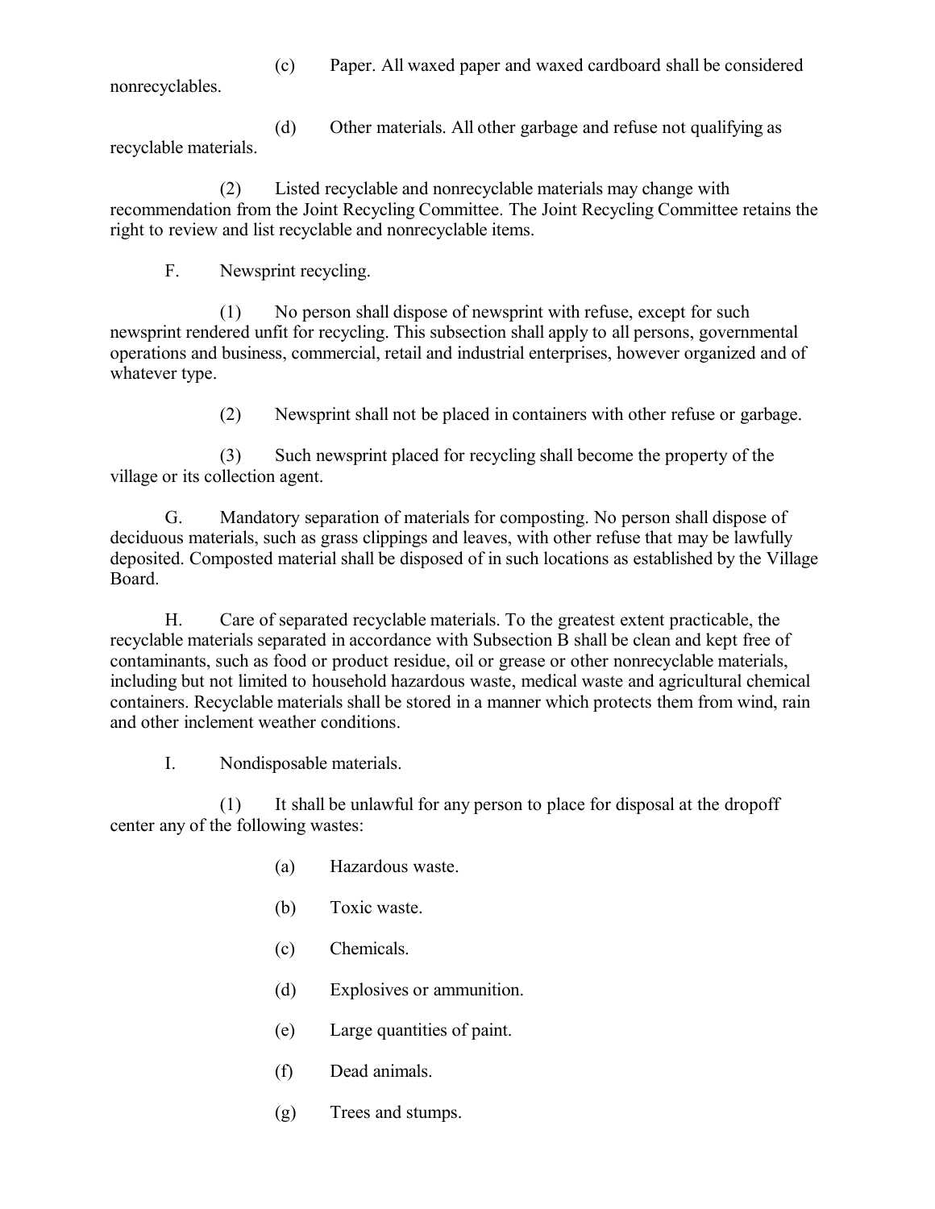(c) Paper. All waxed paper and waxed cardboard shall be considered nonrecyclables.

(d) Other materials. All other garbage and refuse not qualifying as recyclable materials.

(2) Listed recyclable and nonrecyclable materials may change with recommendation from the Joint Recycling Committee. The Joint Recycling Committee retains the right to review and list recyclable and nonrecyclable items.

F. Newsprint recycling.

(1) No person shall dispose of newsprint with refuse, except for such newsprint rendered unfit for recycling. This subsection shall apply to all persons, governmental operations and business, commercial, retail and industrial enterprises, however organized and of whatever type.

(2) Newsprint shall not be placed in containers with other refuse or garbage.

(3) Such newsprint placed for recycling shall become the property of the village or its collection agent.

G. Mandatory separation of materials for composting. No person shall dispose of deciduous materials, such as grass clippings and leaves, with other refuse that may be lawfully deposited. Composted material shall be disposed of in such locations as established by the Village Board.

H. Care of separated recyclable materials. To the greatest extent practicable, the recyclable materials separated in accordance with Subsection B shall be clean and kept free of contaminants, such as food or product residue, oil or grease or other nonrecyclable materials, including but not limited to household hazardous waste, medical waste and agricultural chemical containers. Recyclable materials shall be stored in a manner which protects them from wind, rain and other inclement weather conditions.

I. Nondisposable materials.

(1) It shall be unlawful for any person to place for disposal at the dropoff center any of the following wastes:

(a) Hazardous waste.

(b) Toxic waste.

(c) Chemicals.

(d) Explosives or ammunition.

(e) Large quantities of paint.

(f) Dead animals.

(g) Trees and stumps.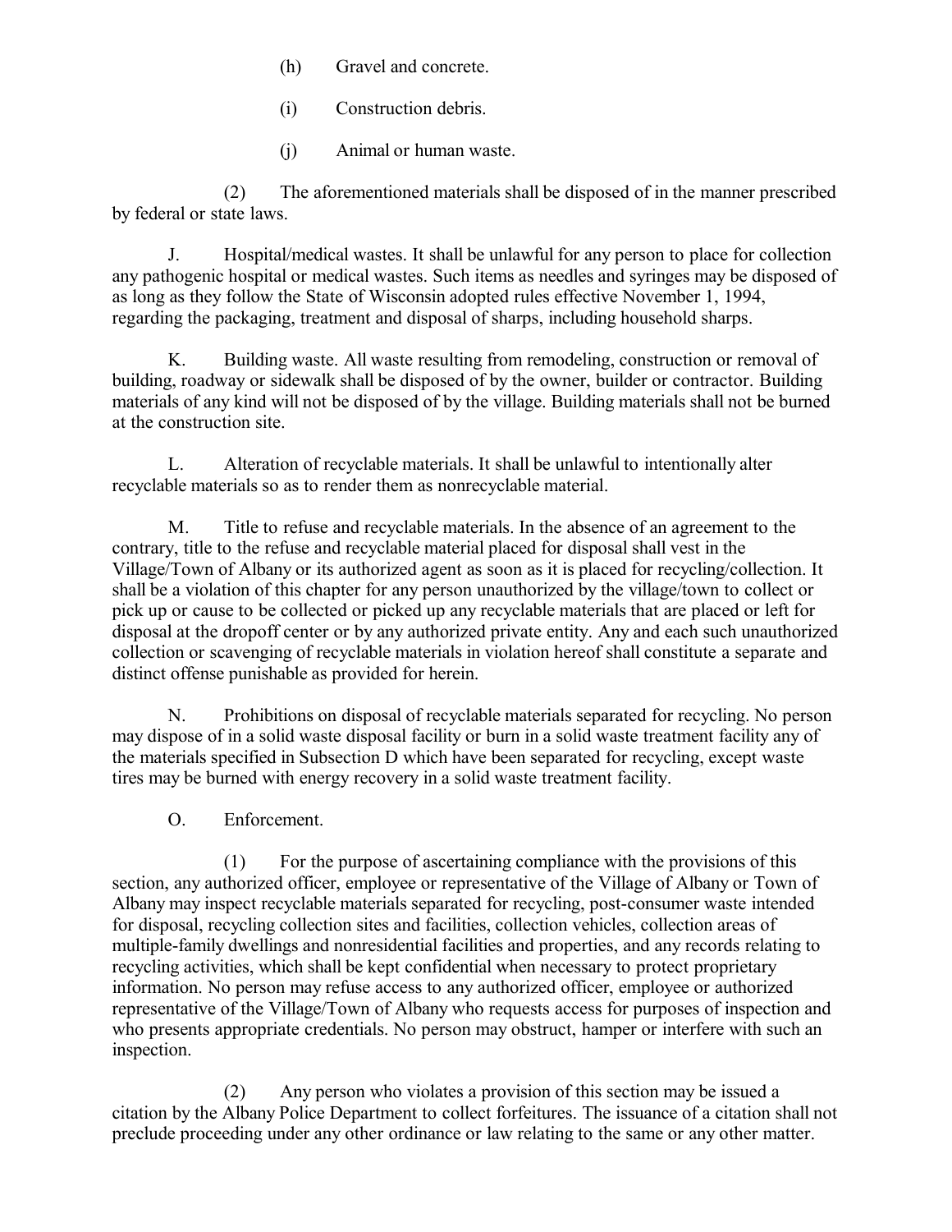(h) Gravel and concrete.

(i) Construction debris.

(j) Animal or human waste.

(2) The aforementioned materials shall be disposed of in the manner prescribed by federal or state laws.

J. Hospital/medical wastes. It shall be unlawful for any person to place for collection any pathogenic hospital or medical wastes. Such items as needles and syringes may be disposed of as long as they follow the State of Wisconsin adopted rules effective November 1, 1994, regarding the packaging, treatment and disposal of sharps, including household sharps.

K. Building waste. All waste resulting from remodeling, construction or removal of building, roadway or sidewalk shall be disposed of by the owner, builder or contractor. Building materials of any kind will not be disposed of by the village. Building materials shall not be burned at the construction site.

L. Alteration of recyclable materials. It shall be unlawful to intentionally alter recyclable materials so as to render them as nonrecyclable material.

M. Title to refuse and recyclable materials. In the absence of an agreement to the contrary, title to the refuse and recyclable material placed for disposal shall vest in the Village/Town of Albany or its authorized agent as soon as it is placed for recycling/collection. It shall be a violation of this chapter for any person unauthorized by the village/town to collect or pick up or cause to be collected or picked up any recyclable materials that are placed or left for disposal at the dropoff center or by any authorized private entity. Any and each such unauthorized collection or scavenging of recyclable materials in violation hereof shall constitute a separate and distinct offense punishable as provided for herein.

N. Prohibitions on disposal of recyclable materials separated for recycling. No person may dispose of in a solid waste disposal facility or burn in a solid waste treatment facility any of the materials specified in Subsection D which have been separated for recycling, except waste tires may be burned with energy recovery in a solid waste treatment facility.

O. Enforcement.

(1) For the purpose of ascertaining compliance with the provisions of this section, any authorized officer, employee or representative of the Village of Albany or Town of Albany may inspect recyclable materials separated for recycling, post-consumer waste intended for disposal, recycling collection sites and facilities, collection vehicles, collection areas of multiple-family dwellings and nonresidential facilities and properties, and any records relating to recycling activities, which shall be kept confidential when necessary to protect proprietary information. No person may refuse access to any authorized officer, employee or authorized representative of the Village/Town of Albany who requests access for purposes of inspection and who presents appropriate credentials. No person may obstruct, hamper or interfere with such an inspection.

(2) Any person who violates a provision of this section may be issued a citation by the Albany Police Department to collect forfeitures. The issuance of a citation shall not preclude proceeding under any other ordinance or law relating to the same or any other matter.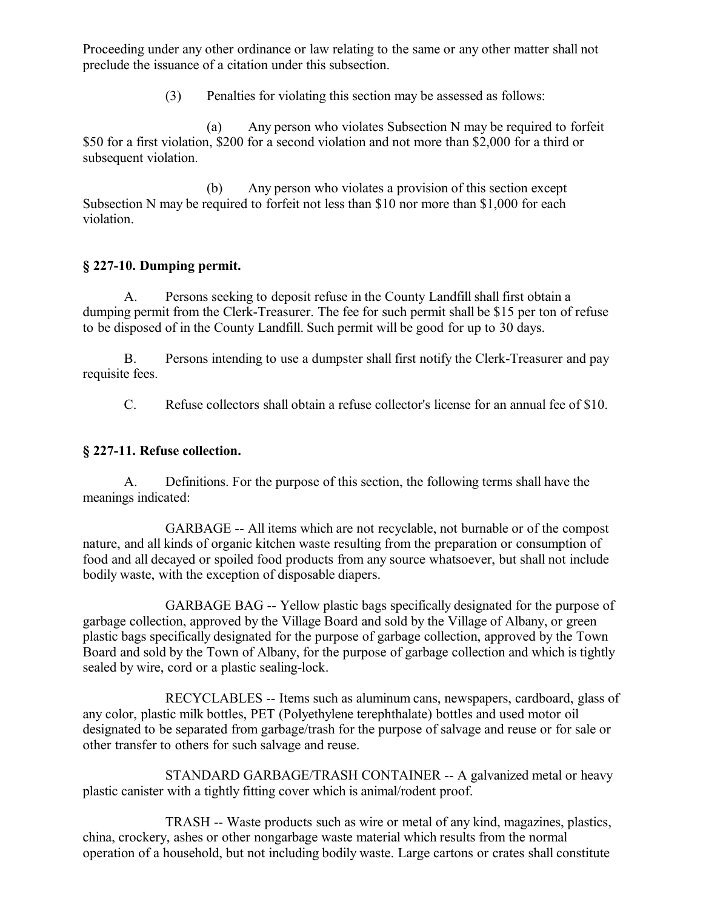Proceeding under any other ordinance or law relating to the same or any other matter shall not preclude the issuance of a citation under this subsection.

(3) Penalties for violating this section may be assessed as follows:

(a) Any person who violates Subsection N may be required to forfeit $50 for a first violation, $200 for a second violation and not more than $2,000 for a third or subsequent violation.

(b) Any person who violates a provision of this section except Subsection N may be required to forfeit not less than $10 nor more than $1,000 for each violation.

### § 227-10. Dumping permit.

A. Persons seeking to deposit refuse in the County Landfill shall first obtain a dumping permit from the Clerk-Treasurer. The fee for such permit shall be $15 per ton of refuse to be disposed of in the County Landfill. Such permit will be good for up to 30 days.

B. Persons intending to use a dumpster shall first notify the Clerk-Treasurer and pay requisite fees.

C. Refuse collectors shall obtain a refuse collector's license for an annual fee of $10.

### § 227-11. Refuse collection.

A. Definitions. For the purpose of this section, the following terms shall have the meanings indicated:

GARBAGE -- All items which are not recyclable, not burnable or of the compost nature, and all kinds of organic kitchen waste resulting from the preparation or consumption of food and all decayed or spoiled food products from any source whatsoever, but shall not include bodily waste, with the exception of disposable diapers.

GARBAGE BAG -- Yellow plastic bags specifically designated for the purpose of garbage collection, approved by the Village Board and sold by the Village of Albany, or green plastic bags specifically designated for the purpose of garbage collection, approved by the Town Board and sold by the Town of Albany, for the purpose of garbage collection and which is tightly sealed by wire, cord or a plastic sealing-lock.

RECYCLABLES -- Items such as aluminum cans, newspapers, cardboard, glass of any color, plastic milk bottles, PET (Polyethylene terephthalate) bottles and used motor oil designated to be separated from garbage/trash for the purpose of salvage and reuse or for sale or other transfer to others for such salvage and reuse.

STANDARD GARBAGE/TRASH CONTAINER -- A galvanized metal or heavy plastic canister with a tightly fitting cover which is animal/rodent proof.

TRASH -- Waste products such as wire or metal of any kind, magazines, plastics, china, crockery, ashes or other nongarbage waste material which results from the normal operation of a household, but not including bodily waste. Large cartons or crates shall constitute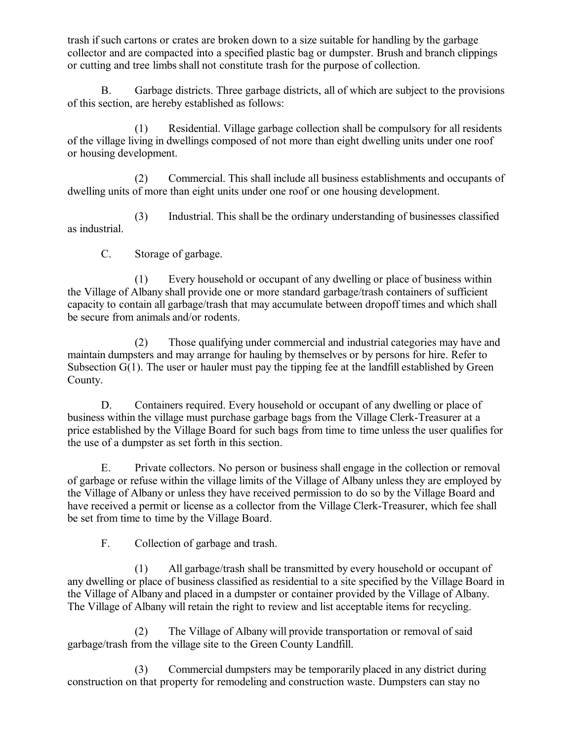trash if such cartons or crates are broken down to a size suitable for handling by the garbage collector and are compacted into a specified plastic bag or dumpster. Brush and branch clippings or cutting and tree limbs shall not constitute trash for the purpose of collection.

B. Garbage districts. Three garbage districts, all of which are subject to the provisions of this section, are hereby established as follows:

(1) Residential. Village garbage collection shall be compulsory for all residents of the village living in dwellings composed of not more than eight dwelling units under one roof or housing development.

(2) Commercial. This shall include all business establishments and occupants of dwelling units of more than eight units under one roof or one housing development.

(3) Industrial. This shall be the ordinary understanding of businesses classified as industrial.

C. Storage of garbage.

(1) Every household or occupant of any dwelling or place of business within the Village of Albany shall provide one or more standard garbage/trash containers of sufficient capacity to contain all garbage/trash that may accumulate between dropoff times and which shall be secure from animals and/or rodents.

(2) Those qualifying under commercial and industrial categories may have and maintain dumpsters and may arrange for hauling by themselves or by persons for hire. Refer to Subsection G(1). The user or hauler must pay the tipping fee at the landfill established by Green County.

D. Containers required. Every household or occupant of any dwelling or place of business within the village must purchase garbage bags from the Village Clerk-Treasurer at a price established by the Village Board for such bags from time to time unless the user qualifies for the use of a dumpster as set forth in this section.

E. Private collectors. No person or business shall engage in the collection or removal of garbage or refuse within the village limits of the Village of Albany unless they are employed by the Village of Albany or unless they have received permission to do so by the Village Board and have received a permit or license as a collector from the Village Clerk-Treasurer, which fee shall be set from time to time by the Village Board.

F. Collection of garbage and trash.

(1) All garbage/trash shall be transmitted by every household or occupant of any dwelling or place of business classified as residential to a site specified by the Village Board in the Village of Albany and placed in a dumpster or container provided by the Village of Albany. The Village of Albany will retain the right to review and list acceptable items for recycling.

(2) The Village of Albany will provide transportation or removal of said garbage/trash from the village site to the Green County Landfill.

(3) Commercial dumpsters may be temporarily placed in any district during construction on that property for remodeling and construction waste. Dumpsters can stay no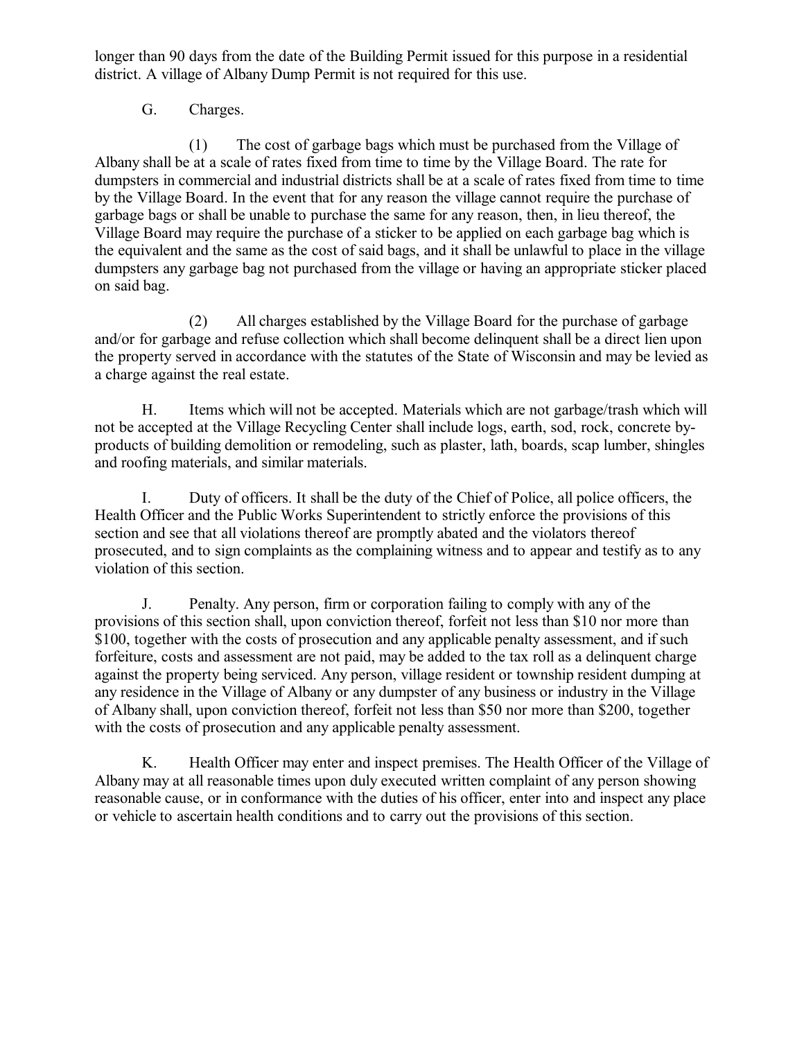longer than 90 days from the date of the Building Permit issued for this purpose in a residential district. A village of Albany Dump Permit is not required for this use.

G. Charges.

(1) The cost of garbage bags which must be purchased from the Village of Albany shall be at a scale of rates fixed from time to time by the Village Board. The rate for dumpsters in commercial and industrial districts shall be at a scale of rates fixed from time to time by the Village Board. In the event that for any reason the village cannot require the purchase of garbage bags or shall be unable to purchase the same for any reason, then, in lieu thereof, the Village Board may require the purchase of a sticker to be applied on each garbage bag which is the equivalent and the same as the cost of said bags, and it shall be unlawful to place in the village dumpsters any garbage bag not purchased from the village or having an appropriate sticker placed on said bag.

(2) All charges established by the Village Board for the purchase of garbage and/or for garbage and refuse collection which shall become delinquent shall be a direct lien upon the property served in accordance with the statutes of the State of Wisconsin and may be levied as a charge against the real estate.

H. Items which will not be accepted. Materials which are not garbage/trash which will not be accepted at the Village Recycling Center shall include logs, earth, sod, rock, concrete by-products of building demolition or remodeling, such as plaster, lath, boards, scap lumber, shingles and roofing materials, and similar materials.

I. Duty of officers. It shall be the duty of the Chief of Police, all police officers, the Health Officer and the Public Works Superintendent to strictly enforce the provisions of this section and see that all violations thereof are promptly abated and the violators thereof prosecuted, and to sign complaints as the complaining witness and to appear and testify as to any violation of this section.

J. Penalty. Any person, firm or corporation failing to comply with any of the provisions of this section shall, upon conviction thereof, forfeit not less than $10 nor more than $100, together with the costs of prosecution and any applicable penalty assessment, and if such forfeiture, costs and assessment are not paid, may be added to the tax roll as a delinquent charge against the property being serviced. Any person, village resident or township resident dumping at any residence in the Village of Albany or any dumpster of any business or industry in the Village of Albany shall, upon conviction thereof, forfeit not less than $50 nor more than $200, together with the costs of prosecution and any applicable penalty assessment.

K. Health Officer may enter and inspect premises. The Health Officer of the Village of Albany may at all reasonable times upon duly executed written complaint of any person showing reasonable cause, or in conformance with the duties of his officer, enter into and inspect any place or vehicle to ascertain health conditions and to carry out the provisions of this section.